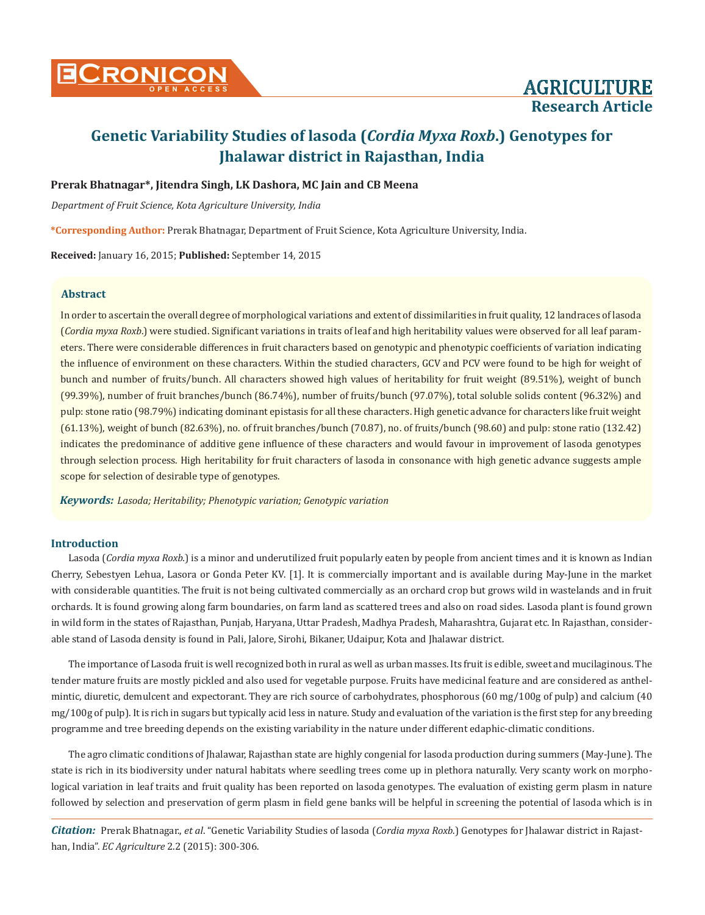# Genetic Variability Studies of lasoda (*Cordia Myxa Roxb.*) Genotypes for Jhalawar district in Rajasthan, India

**Prerak Bhatnagar\*, Jitendra Singh, LK Dashora, MC Jain and CB Meena**

*Department of Fruit Science, Kota Agriculture University, India*

**\*Corresponding Author:** Prerak Bhatnagar, Department of Fruit Science, Kota Agriculture University, India.

**Received:** January 16, 2015; **Published:** September 14, 2015

## Abstract

In order to ascertain the overall degree of morphological variations and extent of dissimilarities in fruit quality, 12 landraces of lasoda (*Cordia myxa Roxb.*) were studied. Significant variations in traits of leaf and high heritability values were observed for all leaf parameters. There were considerable differences in fruit characters based on genotypic and phenotypic coefficients of variation indicating the influence of environment on these characters. Within the studied characters, GCV and PCV were found to be high for weight of bunch and number of fruits/bunch. All characters showed high values of heritability for fruit weight (89.51%), weight of bunch (99.39%), number of fruit branches/bunch (86.74%), number of fruits/bunch (97.07%), total soluble solids content (96.32%) and pulp: stone ratio (98.79%) indicating dominant epistasis for all these characters. High genetic advance for characters like fruit weight (61.13%), weight of bunch (82.63%), no. of fruit branches/bunch (70.87), no. of fruits/bunch (98.60) and pulp: stone ratio (132.42) indicates the predominance of additive gene influence of these characters and would favour in improvement of lasoda genotypes through selection process. High heritability for fruit characters of lasoda in consonance with high genetic advance suggests ample scope for selection of desirable type of genotypes.

***Keywords:*** *Lasoda; Heritability; Phenotypic variation; Genotypic variation*

## Introduction

Lasoda (*Cordia myxa Roxb.*) is a minor and underutilized fruit popularly eaten by people from ancient times and it is known as Indian Cherry, Sebestyen Lehua, Lasora or Gonda Peter KV. [1]. It is commercially important and is available during May-June in the market with considerable quantities. The fruit is not being cultivated commercially as an orchard crop but grows wild in wastelands and in fruit orchards. It is found growing along farm boundaries, on farm land as scattered trees and also on road sides. Lasoda plant is found grown in wild form in the states of Rajasthan, Punjab, Haryana, Uttar Pradesh, Madhya Pradesh, Maharashtra, Gujarat etc. In Rajasthan, considerable stand of Lasoda density is found in Pali, Jalore, Sirohi, Bikaner, Udaipur, Kota and Jhalawar district.

The importance of Lasoda fruit is well recognized both in rural as well as urban masses. Its fruit is edible, sweet and mucilaginous. The tender mature fruits are mostly pickled and also used for vegetable purpose. Fruits have medicinal feature and are considered as anthelmintic, diuretic, demulcent and expectorant. They are rich source of carbohydrates, phosphorous (60 mg/100g of pulp) and calcium (40 mg/100g of pulp). It is rich in sugars but typically acid less in nature. Study and evaluation of the variation is the first step for any breeding programme and tree breeding depends on the existing variability in the nature under different edaphic-climatic conditions.

The agro climatic conditions of Jhalawar, Rajasthan state are highly congenial for lasoda production during summers (May-June). The state is rich in its biodiversity under natural habitats where seedling trees come up in plethora naturally. Very scanty work on morphological variation in leaf traits and fruit quality has been reported on lasoda genotypes. The evaluation of existing germ plasm in nature followed by selection and preservation of germ plasm in field gene banks will be helpful in screening the potential of lasoda which is in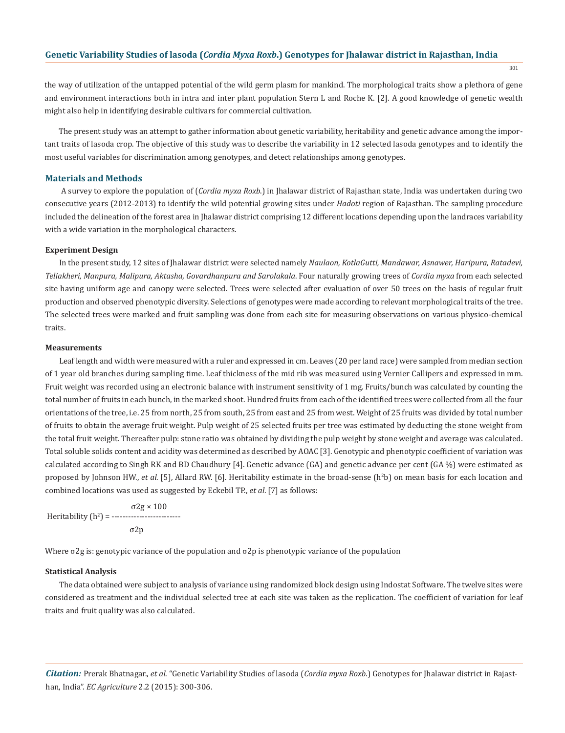the way of utilization of the untapped potential of the wild germ plasm for mankind. The morphological traits show a plethora of gene and environment interactions both in intra and inter plant population Stern L and Roche K. [2]. A good knowledge of genetic wealth might also help in identifying desirable cultivars for commercial cultivation.

The present study was an attempt to gather information about genetic variability, heritability and genetic advance among the important traits of lasoda crop. The objective of this study was to describe the variability in 12 selected lasoda genotypes and to identify the most useful variables for discrimination among genotypes, and detect relationships among genotypes.

## Materials and Methods

A survey to explore the population of (*Cordia myxa Roxb.*) in Jhalawar district of Rajasthan state, India was undertaken during two consecutive years (2012-2013) to identify the wild potential growing sites under *Hadoti* region of Rajasthan. The sampling procedure included the delineation of the forest area in Jhalawar district comprising 12 different locations depending upon the landraces variability with a wide variation in the morphological characters.

### Experiment Design

In the present study, 12 sites of Jhalawar district were selected namely *Naulaon, KotlaGutti, Mandawar, Asnawer, Haripura, Ratadevi, Teliakheri, Manpura, Malipura, Aktasha, Govardhanpura and Sarolakala*. Four naturally growing trees of *Cordia myxa* from each selected site having uniform age and canopy were selected. Trees were selected after evaluation of over 50 trees on the basis of regular fruit production and observed phenotypic diversity. Selections of genotypes were made according to relevant morphological traits of the tree. The selected trees were marked and fruit sampling was done from each site for measuring observations on various physico-chemical traits.

### Measurements

Leaf length and width were measured with a ruler and expressed in cm. Leaves (20 per land race) were sampled from median section of 1 year old branches during sampling time. Leaf thickness of the mid rib was measured using Vernier Callipers and expressed in mm. Fruit weight was recorded using an electronic balance with instrument sensitivity of 1 mg. Fruits/bunch was calculated by counting the total number of fruits in each bunch, in the marked shoot. Hundred fruits from each of the identified trees were collected from all the four orientations of the tree, i.e. 25 from north, 25 from south, 25 from east and 25 from west. Weight of 25 fruits was divided by total number of fruits to obtain the average fruit weight. Pulp weight of 25 selected fruits per tree was estimated by deducting the stone weight from the total fruit weight. Thereafter pulp: stone ratio was obtained by dividing the pulp weight by stone weight and average was calculated. Total soluble solids content and acidity was determined as described by AOAC [3]. Genotypic and phenotypic coefficient of variation was calculated according to Singh RK and BD Chaudhury [4]. Genetic advance (GA) and genetic advance per cent (GA %) were estimated as proposed by Johnson HW., *et al*. [5], Allard RW. [6]. Heritability estimate in the broad-sense ($h^2b$) on mean basis for each location and combined locations was used as suggested by Eckebil TP., *et al*. [7] as follows:

$$\text{Heritability } (h^2) = \frac{\sigma 2g \times 100}{\sigma 2p}$$

Where σ2g is: genotypic variance of the population and σ2p is phenotypic variance of the population

### Statistical Analysis

The data obtained were subject to analysis of variance using randomized block design using Indostat Software. The twelve sites were considered as treatment and the individual selected tree at each site was taken as the replication. The coefficient of variation for leaf traits and fruit quality was also calculated.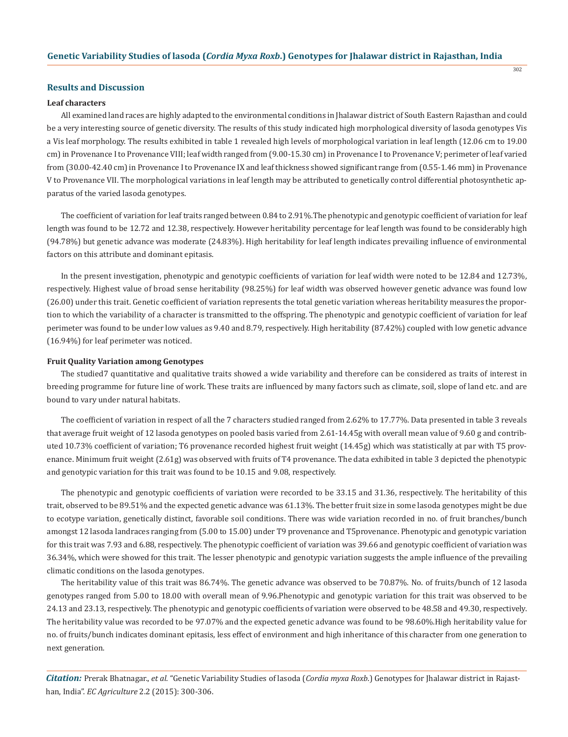## Results and Discussion

### Leaf characters

All examined land races are highly adapted to the environmental conditions in Jhalawar district of South Eastern Rajasthan and could be a very interesting source of genetic diversity. The results of this study indicated high morphological diversity of lasoda genotypes Vis a Vis leaf morphology. The results exhibited in table 1 revealed high levels of morphological variation in leaf length (12.06 cm to 19.00 cm) in Provenance I to Provenance VIII; leaf width ranged from (9.00-15.30 cm) in Provenance I to Provenance V; perimeter of leaf varied from (30.00-42.40 cm) in Provenance I to Provenance IX and leaf thickness showed significant range from (0.55-1.46 mm) in Provenance V to Provenance VII. The morphological variations in leaf length may be attributed to genetically control differential photosynthetic apparatus of the varied lasoda genotypes.

The coefficient of variation for leaf traits ranged between 0.84 to 2.91%.The phenotypic and genotypic coefficient of variation for leaf length was found to be 12.72 and 12.38, respectively. However heritability percentage for leaf length was found to be considerably high (94.78%) but genetic advance was moderate (24.83%). High heritability for leaf length indicates prevailing influence of environmental factors on this attribute and dominant epitasis.

In the present investigation, phenotypic and genotypic coefficients of variation for leaf width were noted to be 12.84 and 12.73%, respectively. Highest value of broad sense heritability (98.25%) for leaf width was observed however genetic advance was found low (26.00) under this trait. Genetic coefficient of variation represents the total genetic variation whereas heritability measures the proportion to which the variability of a character is transmitted to the offspring. The phenotypic and genotypic coefficient of variation for leaf perimeter was found to be under low values as 9.40 and 8.79, respectively. High heritability (87.42%) coupled with low genetic advance (16.94%) for leaf perimeter was noticed.

### Fruit Quality Variation among Genotypes

The studied7 quantitative and qualitative traits showed a wide variability and therefore can be considered as traits of interest in breeding programme for future line of work. These traits are influenced by many factors such as climate, soil, slope of land etc. and are bound to vary under natural habitats.

The coefficient of variation in respect of all the 7 characters studied ranged from 2.62% to 17.77%. Data presented in table 3 reveals that average fruit weight of 12 lasoda genotypes on pooled basis varied from 2.61-14.45g with overall mean value of 9.60 g and contributed 10.73% coefficient of variation; T6 provenance recorded highest fruit weight (14.45g) which was statistically at par with T5 provenance. Minimum fruit weight (2.61g) was observed with fruits of T4 provenance. The data exhibited in table 3 depicted the phenotypic and genotypic variation for this trait was found to be 10.15 and 9.08, respectively.

The phenotypic and genotypic coefficients of variation were recorded to be 33.15 and 31.36, respectively. The heritability of this trait, observed to be 89.51% and the expected genetic advance was 61.13%. The better fruit size in some lasoda genotypes might be due to ecotype variation, genetically distinct, favorable soil conditions. There was wide variation recorded in no. of fruit branches/bunch amongst 12 lasoda landraces ranging from (5.00 to 15.00) under T9 provenance and T5provenance. Phenotypic and genotypic variation for this trait was 7.93 and 6.88, respectively. The phenotypic coefficient of variation was 39.66 and genotypic coefficient of variation was 36.34%, which were showed for this trait. The lesser phenotypic and genotypic variation suggests the ample influence of the prevailing climatic conditions on the lasoda genotypes.

The heritability value of this trait was 86.74%. The genetic advance was observed to be 70.87%. No. of fruits/bunch of 12 lasoda genotypes ranged from 5.00 to 18.00 with overall mean of 9.96.Phenotypic and genotypic variation for this trait was observed to be 24.13 and 23.13, respectively. The phenotypic and genotypic coefficients of variation were observed to be 48.58 and 49.30, respectively. The heritability value was recorded to be 97.07% and the expected genetic advance was found to be 98.60%.High heritability value for no. of fruits/bunch indicates dominant epitasis, less effect of environment and high inheritance of this character from one generation to next generation.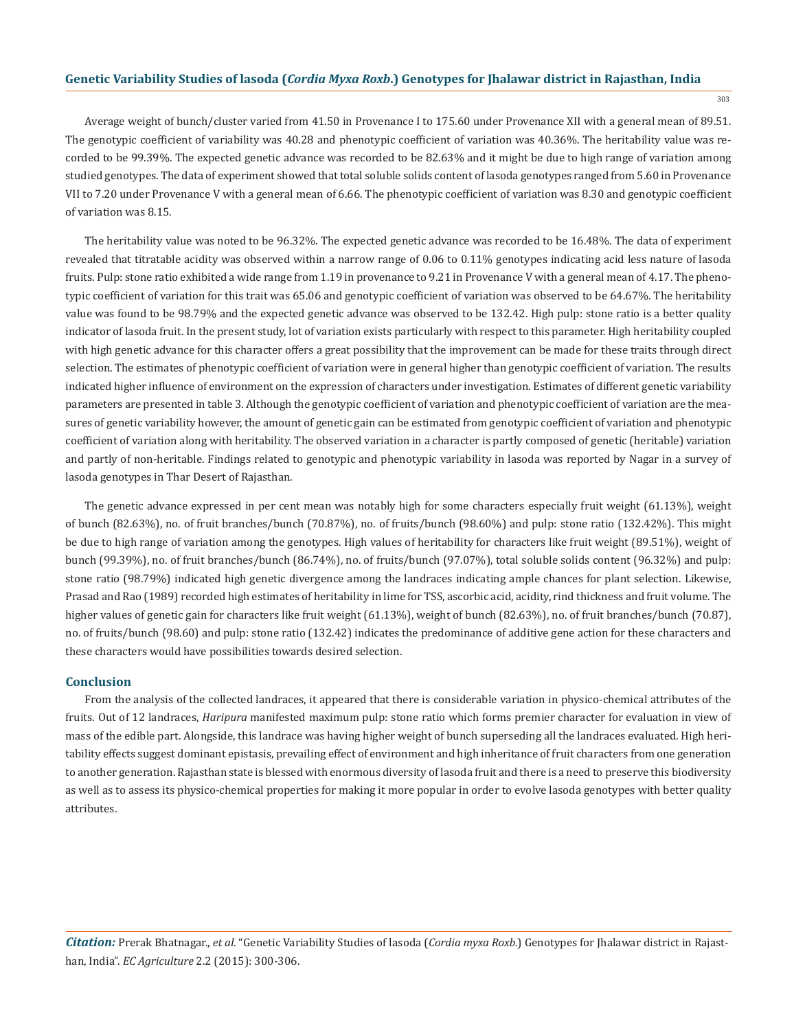Average weight of bunch/cluster varied from 41.50 in Provenance I to 175.60 under Provenance XII with a general mean of 89.51. The genotypic coefficient of variability was 40.28 and phenotypic coefficient of variation was 40.36%. The heritability value was recorded to be 99.39%. The expected genetic advance was recorded to be 82.63% and it might be due to high range of variation among studied genotypes. The data of experiment showed that total soluble solids content of lasoda genotypes ranged from 5.60 in Provenance VII to 7.20 under Provenance V with a general mean of 6.66. The phenotypic coefficient of variation was 8.30 and genotypic coefficient of variation was 8.15.

The heritability value was noted to be 96.32%. The expected genetic advance was recorded to be 16.48%. The data of experiment revealed that titratable acidity was observed within a narrow range of 0.06 to 0.11% genotypes indicating acid less nature of lasoda fruits. Pulp: stone ratio exhibited a wide range from 1.19 in provenance to 9.21 in Provenance V with a general mean of 4.17. The phenotypic coefficient of variation for this trait was 65.06 and genotypic coefficient of variation was observed to be 64.67%. The heritability value was found to be 98.79% and the expected genetic advance was observed to be 132.42. High pulp: stone ratio is a better quality indicator of lasoda fruit. In the present study, lot of variation exists particularly with respect to this parameter. High heritability coupled with high genetic advance for this character offers a great possibility that the improvement can be made for these traits through direct selection. The estimates of phenotypic coefficient of variation were in general higher than genotypic coefficient of variation. The results indicated higher influence of environment on the expression of characters under investigation. Estimates of different genetic variability parameters are presented in table 3. Although the genotypic coefficient of variation and phenotypic coefficient of variation are the measures of genetic variability however, the amount of genetic gain can be estimated from genotypic coefficient of variation and phenotypic coefficient of variation along with heritability. The observed variation in a character is partly composed of genetic (heritable) variation and partly of non-heritable. Findings related to genotypic and phenotypic variability in lasoda was reported by Nagar in a survey of lasoda genotypes in Thar Desert of Rajasthan.

The genetic advance expressed in per cent mean was notably high for some characters especially fruit weight (61.13%), weight of bunch (82.63%), no. of fruit branches/bunch (70.87%), no. of fruits/bunch (98.60%) and pulp: stone ratio (132.42%). This might be due to high range of variation among the genotypes. High values of heritability for characters like fruit weight (89.51%), weight of bunch (99.39%), no. of fruit branches/bunch (86.74%), no. of fruits/bunch (97.07%), total soluble solids content (96.32%) and pulp: stone ratio (98.79%) indicated high genetic divergence among the landraces indicating ample chances for plant selection. Likewise, Prasad and Rao (1989) recorded high estimates of heritability in lime for TSS, ascorbic acid, acidity, rind thickness and fruit volume. The higher values of genetic gain for characters like fruit weight (61.13%), weight of bunch (82.63%), no. of fruit branches/bunch (70.87), no. of fruits/bunch (98.60) and pulp: stone ratio (132.42) indicates the predominance of additive gene action for these characters and these characters would have possibilities towards desired selection.

## Conclusion

From the analysis of the collected landraces, it appeared that there is considerable variation in physico-chemical attributes of the fruits. Out of 12 landraces, *Haripura* manifested maximum pulp: stone ratio which forms premier character for evaluation in view of mass of the edible part. Alongside, this landrace was having higher weight of bunch superseding all the landraces evaluated. High heritability effects suggest dominant epistasis, prevailing effect of environment and high inheritance of fruit characters from one generation to another generation. Rajasthan state is blessed with enormous diversity of lasoda fruit and there is a need to preserve this biodiversity as well as to assess its physico-chemical properties for making it more popular in order to evolve lasoda genotypes with better quality attributes.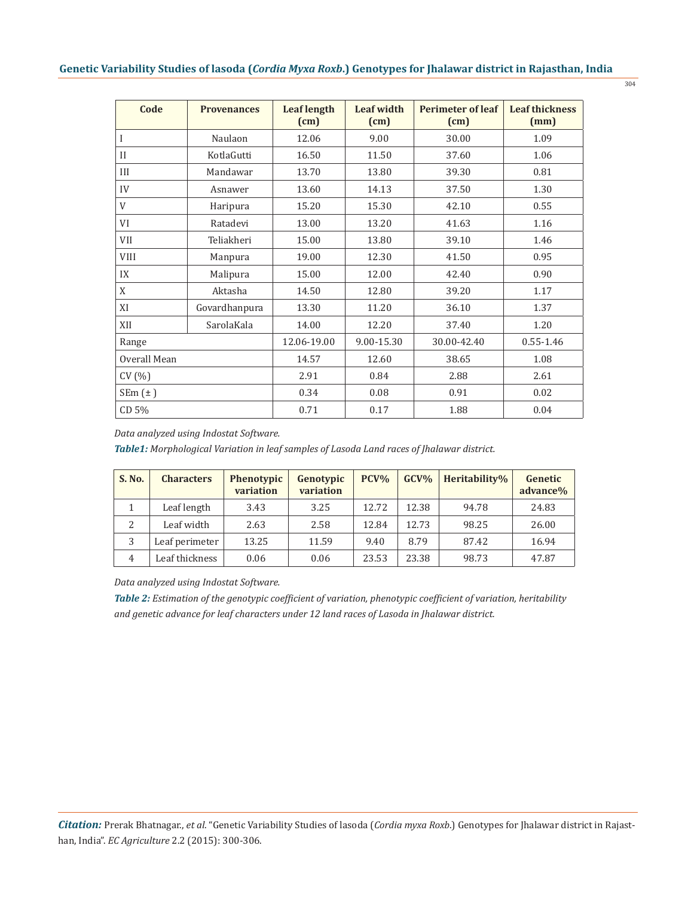| Code | Provenances | Leaf length (cm) | Leaf width (cm) | Perimeter of leaf (cm) | Leaf thickness (mm) |
|---|---|---|---|---|---|
| I | Naulaon | 12.06 | 9.00 | 30.00 | 1.09 |
| II | KotlaGutti | 16.50 | 11.50 | 37.60 | 1.06 |
| III | Mandawar | 13.70 | 13.80 | 39.30 | 0.81 |
| IV | Asnawer | 13.60 | 14.13 | 37.50 | 1.30 |
| V | Haripura | 15.20 | 15.30 | 42.10 | 0.55 |
| VI | Ratadevi | 13.00 | 13.20 | 41.63 | 1.16 |
| VII | Teliakheri | 15.00 | 13.80 | 39.10 | 1.46 |
| VIII | Manpura | 19.00 | 12.30 | 41.50 | 0.95 |
| IX | Malipura | 15.00 | 12.00 | 42.40 | 0.90 |
| X | Aktasha | 14.50 | 12.80 | 39.20 | 1.17 |
| XI | Govardhanpura | 13.30 | 11.20 | 36.10 | 1.37 |
| XII | SarolaKala | 14.00 | 12.20 | 37.40 | 1.20 |
| Range | | 12.06-19.00 | 9.00-15.30 | 30.00-42.40 | 0.55-1.46 |
| Overall Mean | | 14.57 | 12.60 | 38.65 | 1.08 |
| CV (%) | | 2.91 | 0.84 | 2.88 | 2.61 |
| SEm (±) | | 0.34 | 0.08 | 0.91 | 0.02 |
| CD 5% | | 0.71 | 0.17 | 1.88 | 0.04 |

*Data analyzed using Indostat Software.*

***Table1:*** *Morphological Variation in leaf samples of Lasoda Land races of Jhalawar district.*

| S. No. | Characters | Phenotypic variation | Genotypic variation | PCV% | GCV% | Heritability% | Genetic advance% |
|---|---|---|---|---|---|---|---|
| 1 | Leaf length | 3.43 | 3.25 | 12.72 | 12.38 | 94.78 | 24.83 |
| 2 | Leaf width | 2.63 | 2.58 | 12.84 | 12.73 | 98.25 | 26.00 |
| 3 | Leaf perimeter | 13.25 | 11.59 | 9.40 | 8.79 | 87.42 | 16.94 |
| 4 | Leaf thickness | 0.06 | 0.06 | 23.53 | 23.38 | 98.73 | 47.87 |

*Data analyzed using Indostat Software.*

***Table 2:*** *Estimation of the genotypic coefficient of variation, phenotypic coefficient of variation, heritability and genetic advance for leaf characters under 12 land races of Lasoda in Jhalawar district.*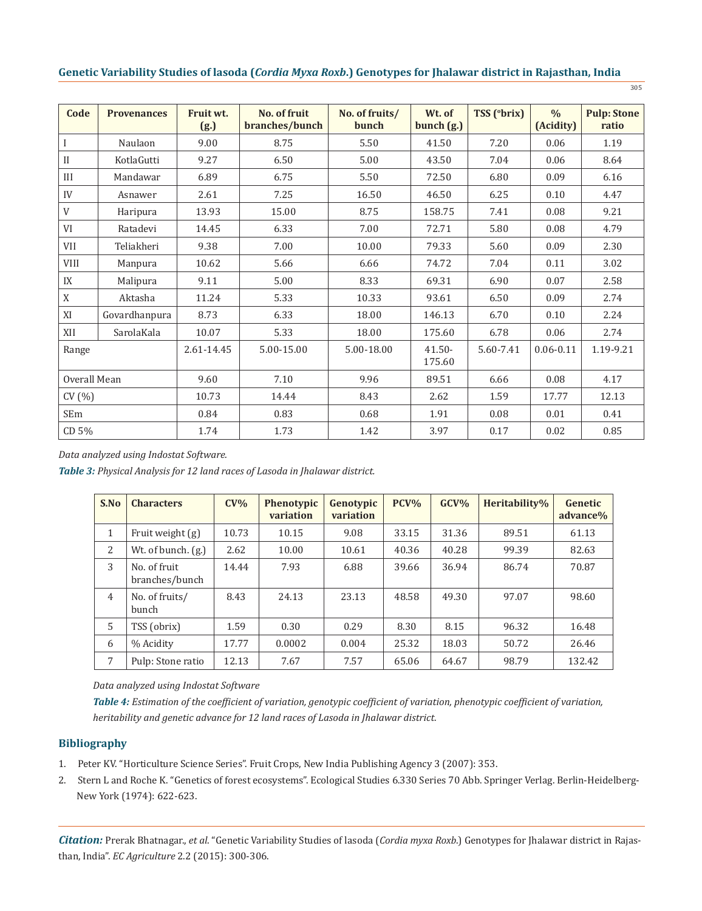| Code | Provenances | Fruit wt. (g.) | No. of fruit branches/bunch | No. of fruits/ bunch | Wt. of bunch (g.) | TSS (°brix) | % (Acidity) | Pulp: Stone ratio |
|---|---|---|---|---|---|---|---|---|
| I | Naulaon | 9.00 | 8.75 | 5.50 | 41.50 | 7.20 | 0.06 | 1.19 |
| II | KotlaGutti | 9.27 | 6.50 | 5.00 | 43.50 | 7.04 | 0.06 | 8.64 |
| III | Mandawar | 6.89 | 6.75 | 5.50 | 72.50 | 6.80 | 0.09 | 6.16 |
| IV | Asnawer | 2.61 | 7.25 | 16.50 | 46.50 | 6.25 | 0.10 | 4.47 |
| V | Haripura | 13.93 | 15.00 | 8.75 | 158.75 | 7.41 | 0.08 | 9.21 |
| VI | Ratadevi | 14.45 | 6.33 | 7.00 | 72.71 | 5.80 | 0.08 | 4.79 |
| VII | Teliakheri | 9.38 | 7.00 | 10.00 | 79.33 | 5.60 | 0.09 | 2.30 |
| VIII | Manpura | 10.62 | 5.66 | 6.66 | 74.72 | 7.04 | 0.11 | 3.02 |
| IX | Malipura | 9.11 | 5.00 | 8.33 | 69.31 | 6.90 | 0.07 | 2.58 |
| X | Aktasha | 11.24 | 5.33 | 10.33 | 93.61 | 6.50 | 0.09 | 2.74 |
| XI | Govardhanpura | 8.73 | 6.33 | 18.00 | 146.13 | 6.70 | 0.10 | 2.24 |
| XII | SarolaKala | 10.07 | 5.33 | 18.00 | 175.60 | 6.78 | 0.06 | 2.74 |
| Range | | 2.61-14.45 | 5.00-15.00 | 5.00-18.00 | 41.50-175.60 | 5.60-7.41 | 0.06-0.11 | 1.19-9.21 |
| Overall Mean | | 9.60 | 7.10 | 9.96 | 89.51 | 6.66 | 0.08 | 4.17 |
| CV (%) | | 10.73 | 14.44 | 8.43 | 2.62 | 1.59 | 17.77 | 12.13 |
| SEm | | 0.84 | 0.83 | 0.68 | 1.91 | 0.08 | 0.01 | 0.41 |
| CD 5% | | 1.74 | 1.73 | 1.42 | 3.97 | 0.17 | 0.02 | 0.85 |

*Data analyzed using Indostat Software.*

***Table 3:*** *Physical Analysis for 12 land races of Lasoda in Jhalawar district.*

| S.No | Characters | CV% | Phenotypic variation | Genotypic variation | PCV% | GCV% | Heritability% | Genetic advance% |
|---|---|---|---|---|---|---|---|---|
| 1 | Fruit weight (g) | 10.73 | 10.15 | 9.08 | 33.15 | 31.36 | 89.51 | 61.13 |
| 2 | Wt. of bunch. (g.) | 2.62 | 10.00 | 10.61 | 40.36 | 40.28 | 99.39 | 82.63 |
| 3 | No. of fruit branches/bunch | 14.44 | 7.93 | 6.88 | 39.66 | 36.94 | 86.74 | 70.87 |
| 4 | No. of fruits/ bunch | 8.43 | 24.13 | 23.13 | 48.58 | 49.30 | 97.07 | 98.60 |
| 5 | TSS (obrix) | 1.59 | 0.30 | 0.29 | 8.30 | 8.15 | 96.32 | 16.48 |
| 6 | % Acidity | 17.77 | 0.0002 | 0.004 | 25.32 | 18.03 | 50.72 | 26.46 |
| 7 | Pulp: Stone ratio | 12.13 | 7.67 | 7.57 | 65.06 | 64.67 | 98.79 | 132.42 |

*Data analyzed using Indostat Software*

***Table 4:*** *Estimation of the coefficient of variation, genotypic coefficient of variation, phenotypic coefficient of variation, heritability and genetic advance for 12 land races of Lasoda in Jhalawar district.*

## Bibliography

1. Peter KV. "Horticulture Science Series". Fruit Crops, New India Publishing Agency 3 (2007): 353.
2. Stern L and Roche K. "Genetics of forest ecosystems". Ecological Studies 6.330 Series 70 Abb. Springer Verlag. Berlin-Heidelberg-New York (1974): 622-623.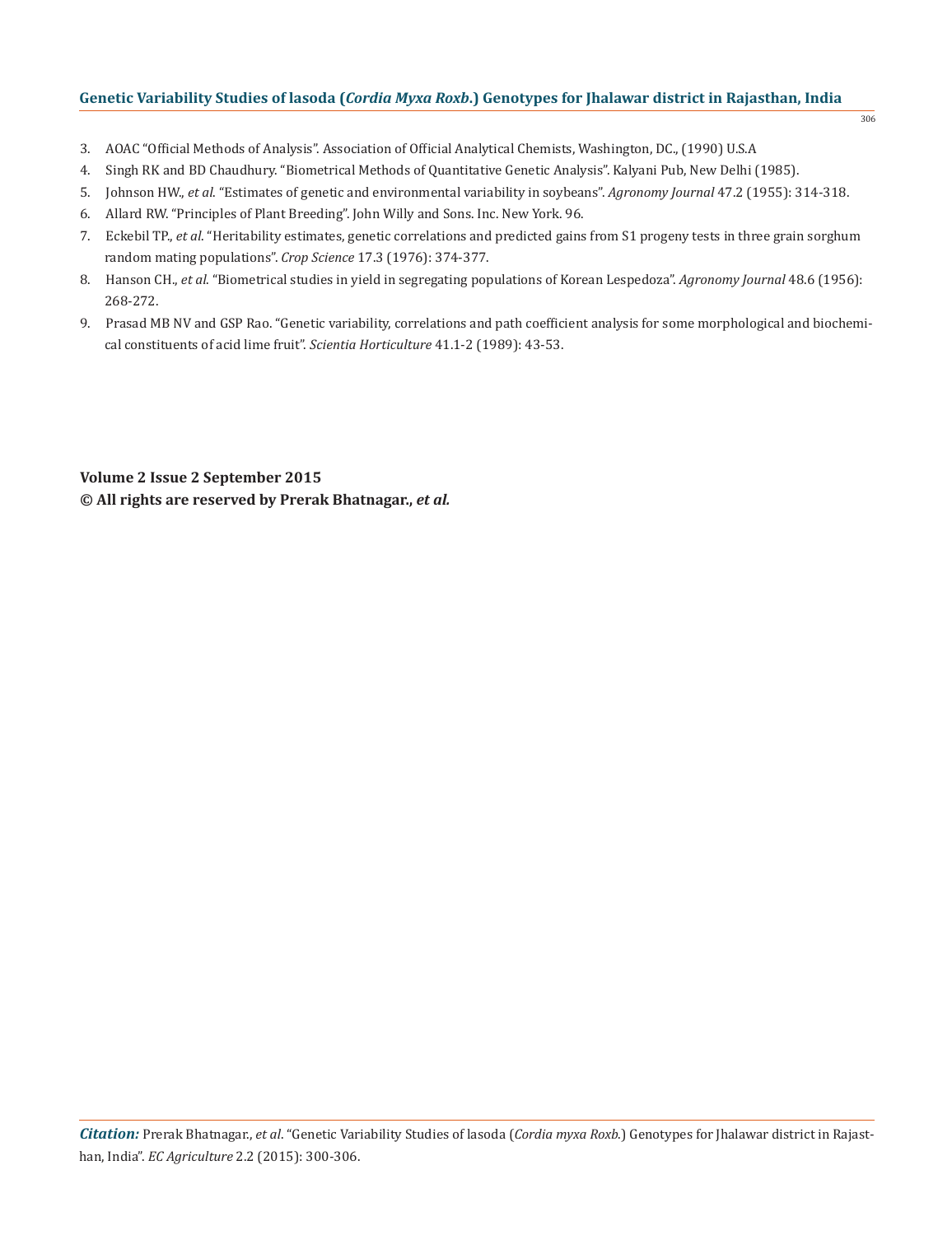3. AOAC "Official Methods of Analysis". Association of Official Analytical Chemists, Washington, DC., (1990) U.S.A
4. Singh RK and BD Chaudhury. "Biometrical Methods of Quantitative Genetic Analysis". Kalyani Pub, New Delhi (1985).
5. Johnson HW., *et al*. "Estimates of genetic and environmental variability in soybeans". *Agronomy Journal* 47.2 (1955): 314-318.
6. Allard RW. "Principles of Plant Breeding". John Willy and Sons. Inc. New York. 96.
7. Eckebil TP., *et al*. "Heritability estimates, genetic correlations and predicted gains from S1 progeny tests in three grain sorghum random mating populations". *Crop Science* 17.3 (1976): 374-377.
8. Hanson CH., *et al*. "Biometrical studies in yield in segregating populations of Korean Lespedoza". *Agronomy Journal* 48.6 (1956): 268-272.
9. Prasad MB NV and GSP Rao. "Genetic variability, correlations and path coefficient analysis for some morphological and biochemical constituents of acid lime fruit". *Scientia Horticulture* 41.1-2 (1989): 43-53.

**Volume 2 Issue 2 September 2015**
**© All rights are reserved by Prerak Bhatnagar., *et al.***